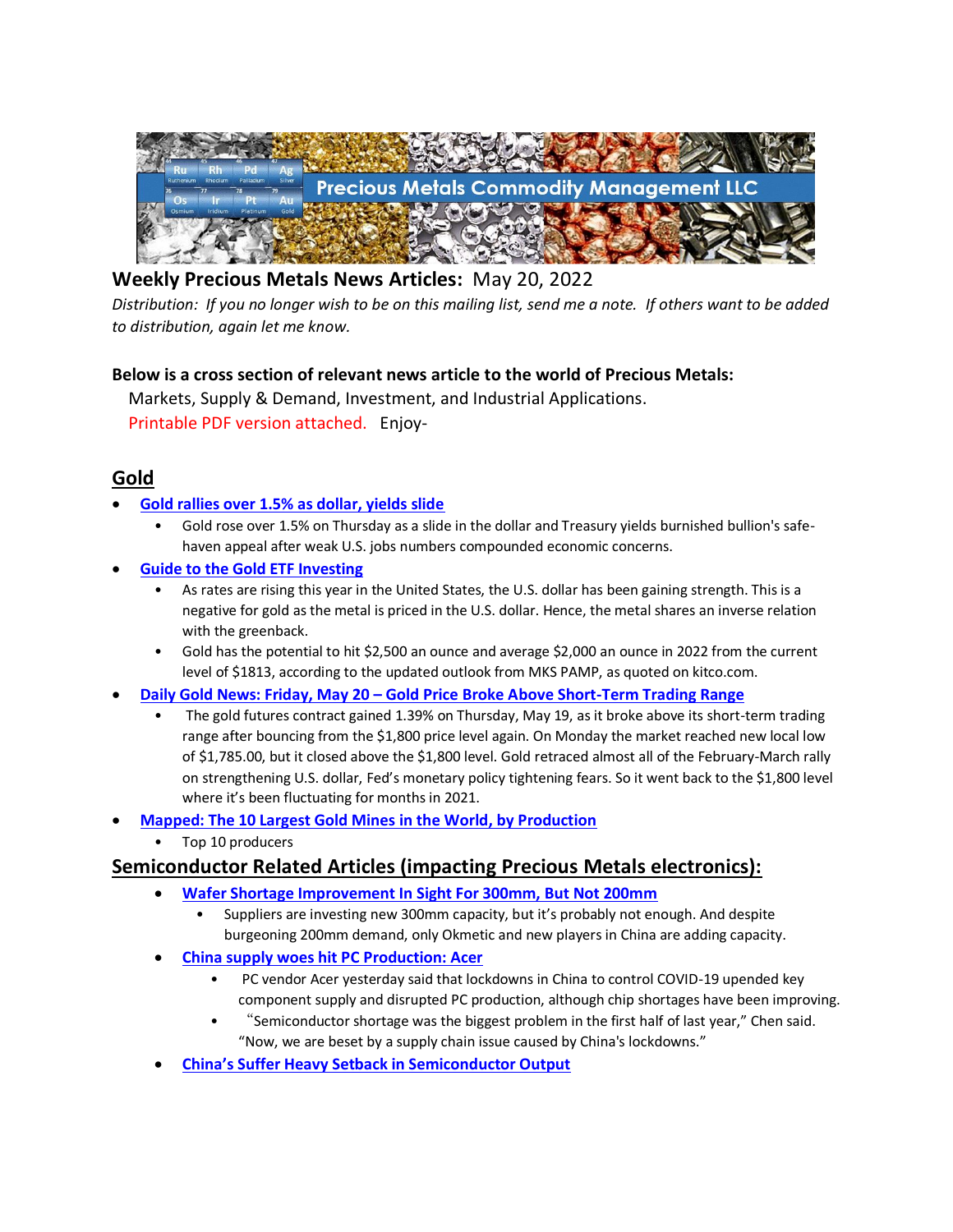Precious Metals Commodity Management LLC

# Weekly Precious Metals News Articles: May 20, 2022

*Distribution: If you no longer wish to be on this mailing list, send me a note. If others want to be added to distribution, again let me know.*

**Below is a cross section of relevant news article to the world of Precious Metals:**

Markets, Supply & Demand, Investment, and Industrial Applications.

Printable PDF version attached. Enjoy-

## Gold

- **Gold rallies over 1.5% as dollar, yields slide**
  - Gold rose over 1.5% on Thursday as a slide in the dollar and Treasury yields burnished bullion's safe-haven appeal after weak U.S. jobs numbers compounded economic concerns.
- **Guide to the Gold ETF Investing**
  - As rates are rising this year in the United States, the U.S. dollar has been gaining strength. This is a negative for gold as the metal is priced in the U.S. dollar. Hence, the metal shares an inverse relation with the greenback.
  - Gold has the potential to hit $2,500 an ounce and average $2,000 an ounce in 2022 from the current level of $1813, according to the updated outlook from MKS PAMP, as quoted on kitco.com.
- **Daily Gold News: Friday, May 20 – Gold Price Broke Above Short-Term Trading Range**
  - The gold futures contract gained 1.39% on Thursday, May 19, as it broke above its short-term trading range after bouncing from the $1,800 price level again. On Monday the market reached new local low of $1,785.00, but it closed above the $1,800 level. Gold retraced almost all of the February-March rally on strengthening U.S. dollar, Fed's monetary policy tightening fears. So it went back to the $1,800 level where it's been fluctuating for months in 2021.
- **Mapped: The 10 Largest Gold Mines in the World, by Production**
  - Top 10 producers

## Semiconductor Related Articles (impacting Precious Metals electronics):

- **Wafer Shortage Improvement In Sight For 300mm, But Not 200mm**
  - Suppliers are investing new 300mm capacity, but it's probably not enough. And despite burgeoning 200mm demand, only Okmetic and new players in China are adding capacity.
- **China supply woes hit PC Production: Acer**
  - PC vendor Acer yesterday said that lockdowns in China to control COVID-19 upended key component supply and disrupted PC production, although chip shortages have been improving.
  - "Semiconductor shortage was the biggest problem in the first half of last year," Chen said. "Now, we are beset by a supply chain issue caused by China's lockdowns."
- **China's Suffer Heavy Setback in Semiconductor Output**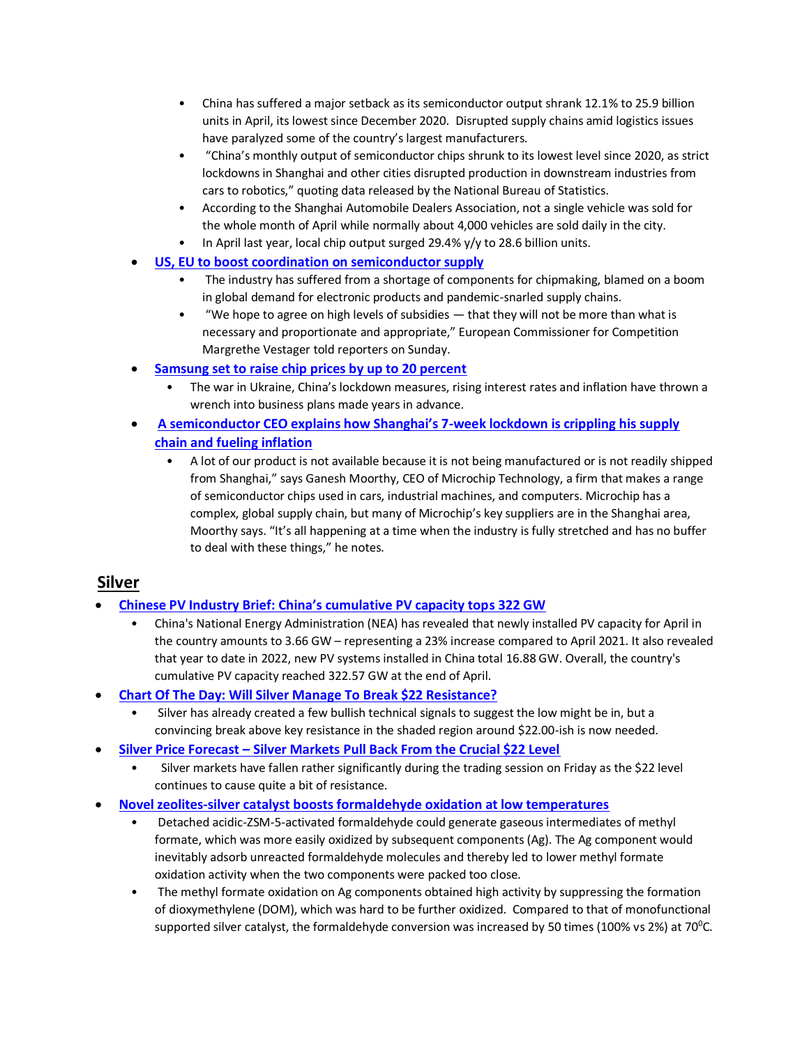- China has suffered a major setback as its semiconductor output shrank 12.1% to 25.9 billion units in April, its lowest since December 2020. Disrupted supply chains amid logistics issues have paralyzed some of the country's largest manufacturers.
  - "China's monthly output of semiconductor chips shrunk to its lowest level since 2020, as strict lockdowns in Shanghai and other cities disrupted production in downstream industries from cars to robotics," quoting data released by the National Bureau of Statistics.
  - According to the Shanghai Automobile Dealers Association, not a single vehicle was sold for the whole month of April while normally about 4,000 vehicles are sold daily in the city.
  - In April last year, local chip output surged 29.4% y/y to 28.6 billion units.

- **US, EU to boost coordination on semiconductor supply**
  - The industry has suffered from a shortage of components for chipmaking, blamed on a boom in global demand for electronic products and pandemic-snarled supply chains.
  - "We hope to agree on high levels of subsidies — that they will not be more than what is necessary and proportionate and appropriate," European Commissioner for Competition Margrethe Vestager told reporters on Sunday.
- **Samsung set to raise chip prices by up to 20 percent**
  - The war in Ukraine, China's lockdown measures, rising interest rates and inflation have thrown a wrench into business plans made years in advance.
- **A semiconductor CEO explains how Shanghai's 7-week lockdown is crippling his supply chain and fueling inflation**
  - A lot of our product is not available because it is not being manufactured or is not readily shipped from Shanghai," says Ganesh Moorthy, CEO of Microchip Technology, a firm that makes a range of semiconductor chips used in cars, industrial machines, and computers. Microchip has a complex, global supply chain, but many of Microchip's key suppliers are in the Shanghai area, Moorthy says. "It's all happening at a time when the industry is fully stretched and has no buffer to deal with these things," he notes.

## Silver

- **Chinese PV Industry Brief: China's cumulative PV capacity tops 322 GW**
  - China's National Energy Administration (NEA) has revealed that newly installed PV capacity for April in the country amounts to 3.66 GW – representing a 23% increase compared to April 2021. It also revealed that year to date in 2022, new PV systems installed in China total 16.88 GW. Overall, the country's cumulative PV capacity reached 322.57 GW at the end of April.
- **Chart Of The Day: Will Silver Manage To Break $22 Resistance?**
  - Silver has already created a few bullish technical signals to suggest the low might be in, but a convincing break above key resistance in the shaded region around $22.00-ish is now needed.
- **Silver Price Forecast – Silver Markets Pull Back From the Crucial $22 Level**
  - Silver markets have fallen rather significantly during the trading session on Friday as the $22 level continues to cause quite a bit of resistance.
- **Novel zeolites-silver catalyst boosts formaldehyde oxidation at low temperatures**
  - Detached acidic-ZSM-5-activated formaldehyde could generate gaseous intermediates of methyl formate, which was more easily oxidized by subsequent components (Ag). The Ag component would inevitably adsorb unreacted formaldehyde molecules and thereby led to lower methyl formate oxidation activity when the two components were packed too close.
  - The methyl formate oxidation on Ag components obtained high activity by suppressing the formation of dioxymethylene (DOM), which was hard to be further oxidized. Compared to that of monofunctional supported silver catalyst, the formaldehyde conversion was increased by 50 times (100% vs 2%) at 70$^0$C.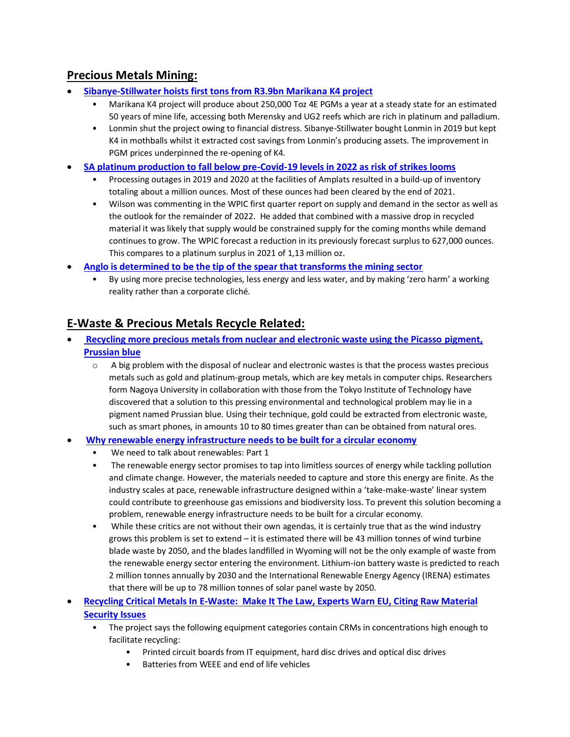## Precious Metals Mining:

- **Sibanye-Stillwater hoists first tons from R3.9bn Marikana K4 project**
  - Marikana K4 project will produce about 250,000 Toz 4E PGMs a year at a steady state for an estimated 50 years of mine life, accessing both Merensky and UG2 reefs which are rich in platinum and palladium.
  - Lonmin shut the project owing to financial distress. Sibanye-Stillwater bought Lonmin in 2019 but kept K4 in mothballs whilst it extracted cost savings from Lonmin's producing assets. The improvement in PGM prices underpinned the re-opening of K4.
- **SA platinum production to fall below pre-Covid-19 levels in 2022 as risk of strikes looms**
  - Processing outages in 2019 and 2020 at the facilities of Amplats resulted in a build-up of inventory totaling about a million ounces. Most of these ounces had been cleared by the end of 2021.
  - Wilson was commenting in the WPIC first quarter report on supply and demand in the sector as well as the outlook for the remainder of 2022. He added that combined with a massive drop in recycled material it was likely that supply would be constrained supply for the coming months while demand continues to grow. The WPIC forecast a reduction in its previously forecast surplus to 627,000 ounces. This compares to a platinum surplus in 2021 of 1,13 million oz.
- **Anglo is determined to be the tip of the spear that transforms the mining sector**
  - By using more precise technologies, less energy and less water, and by making 'zero harm' a working reality rather than a corporate cliché.

## E-Waste & Precious Metals Recycle Related:

- **Recycling more precious metals from nuclear and electronic waste using the Picasso pigment, Prussian blue**
  - A big problem with the disposal of nuclear and electronic wastes is that the process wastes precious metals such as gold and platinum-group metals, which are key metals in computer chips. Researchers form Nagoya University in collaboration with those from the Tokyo Institute of Technology have discovered that a solution to this pressing environmental and technological problem may lie in a pigment named Prussian blue. Using their technique, gold could be extracted from electronic waste, such as smart phones, in amounts 10 to 80 times greater than can be obtained from natural ores.
- **Why renewable energy infrastructure needs to be built for a circular economy**
  - We need to talk about renewables: Part 1
  - The renewable energy sector promises to tap into limitless sources of energy while tackling pollution and climate change. However, the materials needed to capture and store this energy are finite. As the industry scales at pace, renewable infrastructure designed within a 'take-make-waste' linear system could contribute to greenhouse gas emissions and biodiversity loss. To prevent this solution becoming a problem, renewable energy infrastructure needs to be built for a circular economy.
  - While these critics are not without their own agendas, it is certainly true that as the wind industry grows this problem is set to extend – it is estimated there will be 43 million tonnes of wind turbine blade waste by 2050, and the blades landfilled in Wyoming will not be the only example of waste from the renewable energy sector entering the environment. Lithium-ion battery waste is predicted to reach 2 million tonnes annually by 2030 and the International Renewable Energy Agency (IRENA) estimates that there will be up to 78 million tonnes of solar panel waste by 2050.
- **Recycling Critical Metals In E-Waste: Make It The Law, Experts Warn EU, Citing Raw Material Security Issues**
  - The project says the following equipment categories contain CRMs in concentrations high enough to facilitate recycling:
    - Printed circuit boards from IT equipment, hard disc drives and optical disc drives
    - Batteries from WEEE and end of life vehicles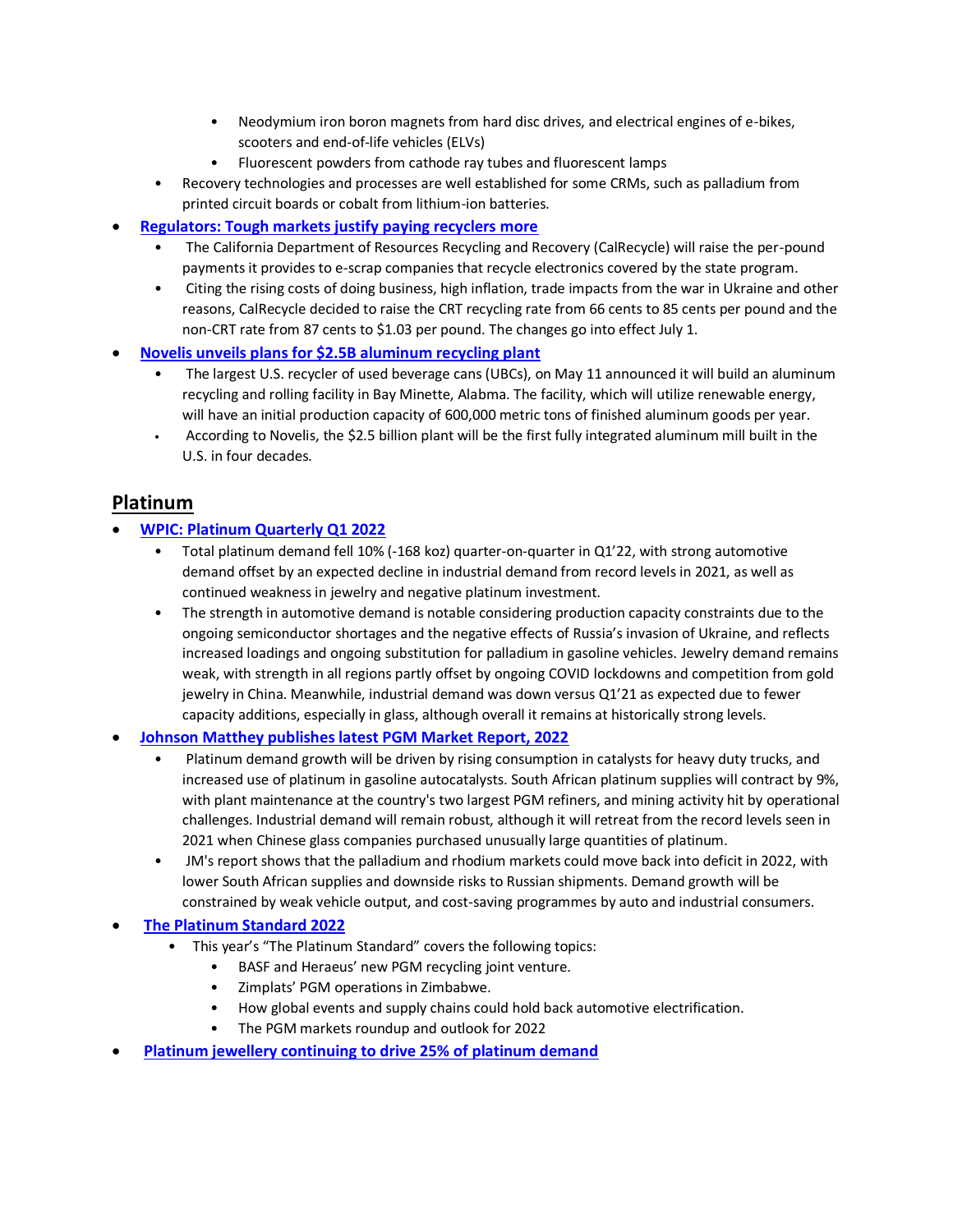- Neodymium iron boron magnets from hard disc drives, and electrical engines of e-bikes, scooters and end-of-life vehicles (ELVs)
        - Fluorescent powders from cathode ray tubes and fluorescent lamps
    - Recovery technologies and processes are well established for some CRMs, such as palladium from printed circuit boards or cobalt from lithium-ion batteries.
- **Regulators: Tough markets justify paying recyclers more**
    - The California Department of Resources Recycling and Recovery (CalRecycle) will raise the per-pound payments it provides to e-scrap companies that recycle electronics covered by the state program.
    - Citing the rising costs of doing business, high inflation, trade impacts from the war in Ukraine and other reasons, CalRecycle decided to raise the CRT recycling rate from 66 cents to 85 cents per pound and the non-CRT rate from 87 cents to $1.03 per pound. The changes go into effect July 1.
- **Novelis unveils plans for $2.5B aluminum recycling plant**
    - The largest U.S. recycler of used beverage cans (UBCs), on May 11 announced it will build an aluminum recycling and rolling facility in Bay Minette, Alabma. The facility, which will utilize renewable energy, will have an initial production capacity of 600,000 metric tons of finished aluminum goods per year.
    - According to Novelis, the $2.5 billion plant will be the first fully integrated aluminum mill built in the U.S. in four decades.

## Platinum

- **WPIC: Platinum Quarterly Q1 2022**
    - Total platinum demand fell 10% (-168 koz) quarter-on-quarter in Q1'22, with strong automotive demand offset by an expected decline in industrial demand from record levels in 2021, as well as continued weakness in jewelry and negative platinum investment.
    - The strength in automotive demand is notable considering production capacity constraints due to the ongoing semiconductor shortages and the negative effects of Russia's invasion of Ukraine, and reflects increased loadings and ongoing substitution for palladium in gasoline vehicles. Jewelry demand remains weak, with strength in all regions partly offset by ongoing COVID lockdowns and competition from gold jewelry in China. Meanwhile, industrial demand was down versus Q1'21 as expected due to fewer capacity additions, especially in glass, although overall it remains at historically strong levels.
- **Johnson Matthey publishes latest PGM Market Report, 2022**
    - Platinum demand growth will be driven by rising consumption in catalysts for heavy duty trucks, and increased use of platinum in gasoline autocatalysts. South African platinum supplies will contract by 9%, with plant maintenance at the country's two largest PGM refiners, and mining activity hit by operational challenges. Industrial demand will remain robust, although it will retreat from the record levels seen in 2021 when Chinese glass companies purchased unusually large quantities of platinum.
    - JM's report shows that the palladium and rhodium markets could move back into deficit in 2022, with lower South African supplies and downside risks to Russian shipments. Demand growth will be constrained by weak vehicle output, and cost-saving programmes by auto and industrial consumers.
- **The Platinum Standard 2022**
    - This year's "The Platinum Standard" covers the following topics:
        - BASF and Heraeus' new PGM recycling joint venture.
        - Zimplats' PGM operations in Zimbabwe.
        - How global events and supply chains could hold back automotive electrification.
        - The PGM markets roundup and outlook for 2022
- **Platinum jewellery continuing to drive 25% of platinum demand**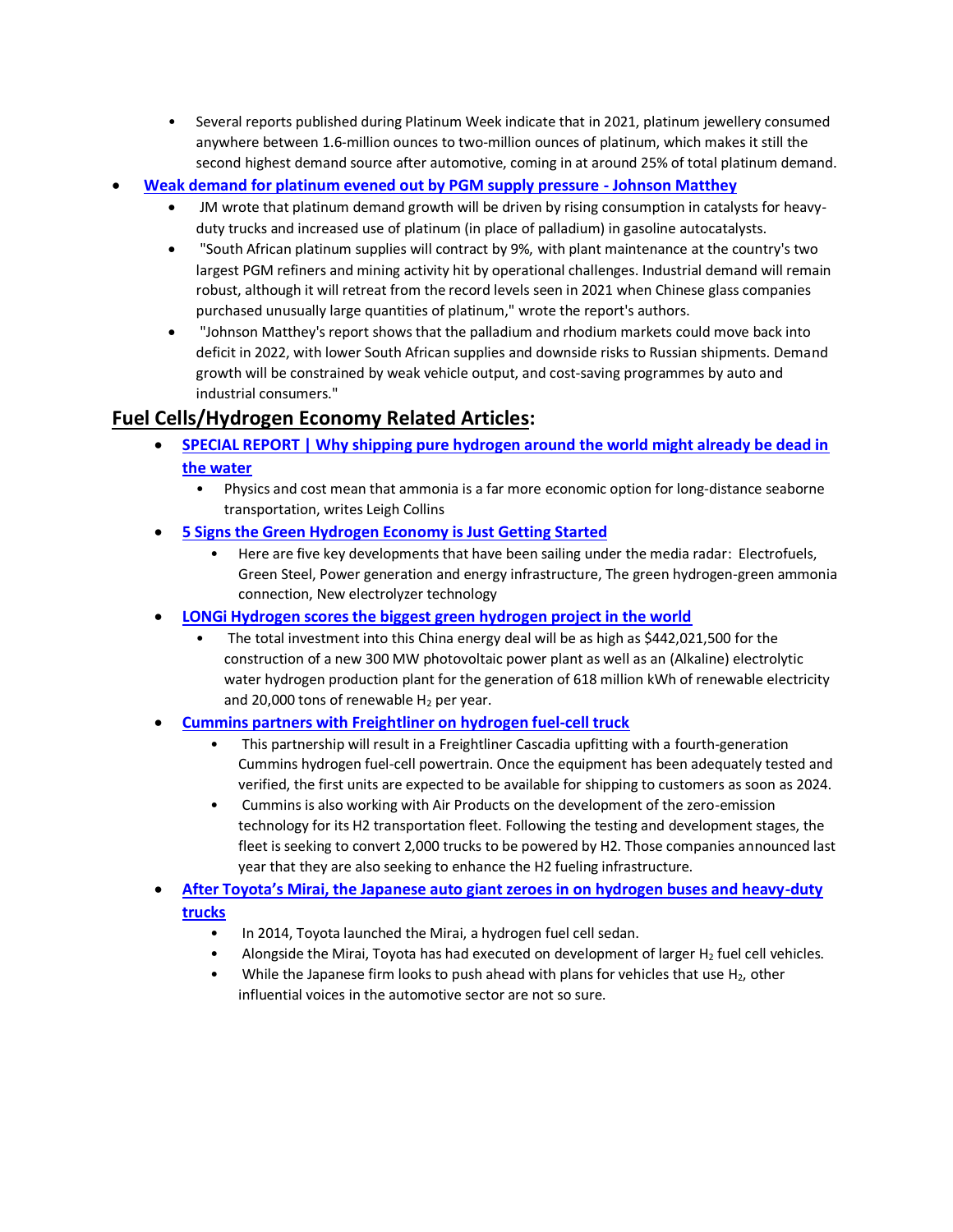- Several reports published during Platinum Week indicate that in 2021, platinum jewellery consumed anywhere between 1.6-million ounces to two-million ounces of platinum, which makes it still the second highest demand source after automotive, coming in at around 25% of total platinum demand.

- **Weak demand for platinum evened out by PGM supply pressure - Johnson Matthey**
  - JM wrote that platinum demand growth will be driven by rising consumption in catalysts for heavy-duty trucks and increased use of platinum (in place of palladium) in gasoline autocatalysts.
  - "South African platinum supplies will contract by 9%, with plant maintenance at the country's two largest PGM refiners and mining activity hit by operational challenges. Industrial demand will remain robust, although it will retreat from the record levels seen in 2021 when Chinese glass companies purchased unusually large quantities of platinum," wrote the report's authors.
  - "Johnson Matthey's report shows that the palladium and rhodium markets could move back into deficit in 2022, with lower South African supplies and downside risks to Russian shipments. Demand growth will be constrained by weak vehicle output, and cost-saving programmes by auto and industrial consumers."

## Fuel Cells/Hydrogen Economy Related Articles:

- **SPECIAL REPORT | Why shipping pure hydrogen around the world might already be dead in the water**
  - Physics and cost mean that ammonia is a far more economic option for long-distance seaborne transportation, writes Leigh Collins
- **5 Signs the Green Hydrogen Economy is Just Getting Started**
  - Here are five key developments that have been sailing under the media radar: Electrofuels, Green Steel, Power generation and energy infrastructure, The green hydrogen-green ammonia connection, New electrolyzer technology
- **LONGi Hydrogen scores the biggest green hydrogen project in the world**
  - The total investment into this China energy deal will be as high as $442,021,500 for the construction of a new 300 MW photovoltaic power plant as well as an (Alkaline) electrolytic water hydrogen production plant for the generation of 618 million kWh of renewable electricity and 20,000 tons of renewable $H_2$ per year.
- **Cummins partners with Freightliner on hydrogen fuel-cell truck**
  - This partnership will result in a Freightliner Cascadia upfitting with a fourth-generation Cummins hydrogen fuel-cell powertrain. Once the equipment has been adequately tested and verified, the first units are expected to be available for shipping to customers as soon as 2024.
  - Cummins is also working with Air Products on the development of the zero-emission technology for its H2 transportation fleet. Following the testing and development stages, the fleet is seeking to convert 2,000 trucks to be powered by H2. Those companies announced last year that they are also seeking to enhance the H2 fueling infrastructure.
- **After Toyota's Mirai, the Japanese auto giant zeroes in on hydrogen buses and heavy-duty trucks**
  - In 2014, Toyota launched the Mirai, a hydrogen fuel cell sedan.
  - Alongside the Mirai, Toyota has had executed on development of larger $H_2$ fuel cell vehicles.
  - While the Japanese firm looks to push ahead with plans for vehicles that use $H_2$, other influential voices in the automotive sector are not so sure.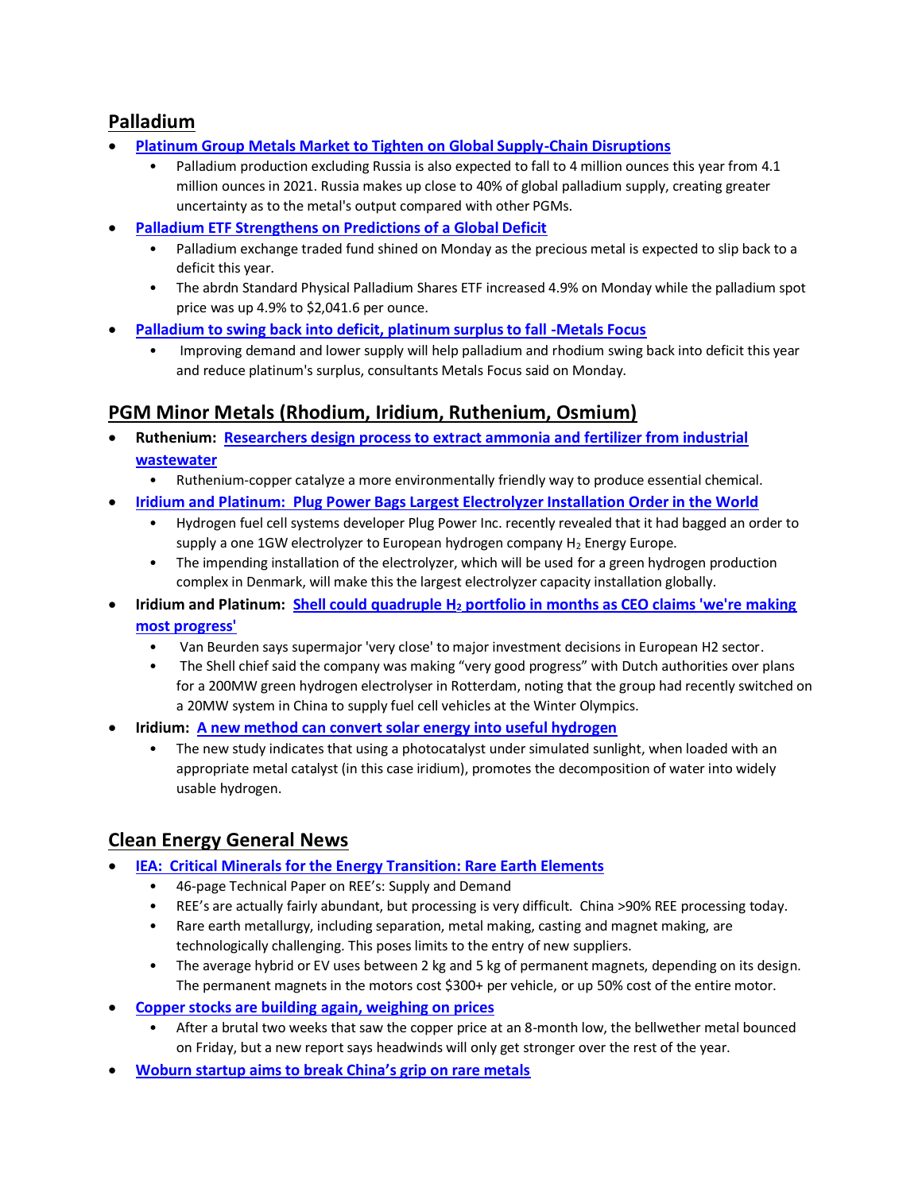## Palladium

- **Platinum Group Metals Market to Tighten on Global Supply-Chain Disruptions**
  - Palladium production excluding Russia is also expected to fall to 4 million ounces this year from 4.1 million ounces in 2021. Russia makes up close to 40% of global palladium supply, creating greater uncertainty as to the metal's output compared with other PGMs.
- **Palladium ETF Strengthens on Predictions of a Global Deficit**
  - Palladium exchange traded fund shined on Monday as the precious metal is expected to slip back to a deficit this year.
  - The abrdn Standard Physical Palladium Shares ETF increased 4.9% on Monday while the palladium spot price was up 4.9% to $2,041.6 per ounce.
- **Palladium to swing back into deficit, platinum surplus to fall -Metals Focus**
  - Improving demand and lower supply will help palladium and rhodium swing back into deficit this year and reduce platinum's surplus, consultants Metals Focus said on Monday.

## PGM Minor Metals (Rhodium, Iridium, Ruthenium, Osmium)

- **Ruthenium: Researchers design process to extract ammonia and fertilizer from industrial wastewater**
  - Ruthenium-copper catalyze a more environmentally friendly way to produce essential chemical.
- **Iridium and Platinum: Plug Power Bags Largest Electrolyzer Installation Order in the World**
  - Hydrogen fuel cell systems developer Plug Power Inc. recently revealed that it had bagged an order to supply a one 1GW electrolyzer to European hydrogen company $H_2$ Energy Europe.
  - The impending installation of the electrolyzer, which will be used for a green hydrogen production complex in Denmark, will make this the largest electrolyzer capacity installation globally.
- **Iridium and Platinum: Shell could quadruple $H_2$ portfolio in months as CEO claims 'we're making most progress'**
  - Van Beurden says supermajor 'very close' to major investment decisions in European H2 sector.
  - The Shell chief said the company was making "very good progress" with Dutch authorities over plans for a 200MW green hydrogen electrolyser in Rotterdam, noting that the group had recently switched on a 20MW system in China to supply fuel cell vehicles at the Winter Olympics.
- **Iridium: A new method can convert solar energy into useful hydrogen**
  - The new study indicates that using a photocatalyst under simulated sunlight, when loaded with an appropriate metal catalyst (in this case iridium), promotes the decomposition of water into widely usable hydrogen.

## Clean Energy General News

- **IEA: Critical Minerals for the Energy Transition: Rare Earth Elements**
  - 46-page Technical Paper on REE's: Supply and Demand
  - REE's are actually fairly abundant, but processing is very difficult. China >90% REE processing today.
  - Rare earth metallurgy, including separation, metal making, casting and magnet making, are technologically challenging. This poses limits to the entry of new suppliers.
  - The average hybrid or EV uses between 2 kg and 5 kg of permanent magnets, depending on its design. The permanent magnets in the motors cost $300+ per vehicle, or up 50% cost of the entire motor.
- **Copper stocks are building again, weighing on prices**
  - After a brutal two weeks that saw the copper price at an 8-month low, the bellwether metal bounced on Friday, but a new report says headwinds will only get stronger over the rest of the year.
- **Woburn startup aims to break China's grip on rare metals**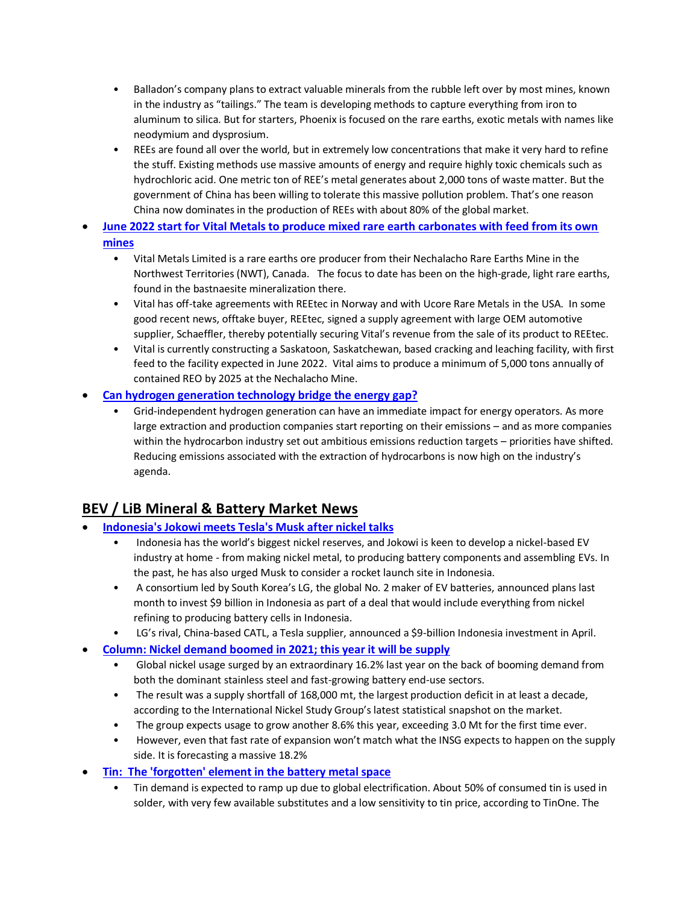- Balladon's company plans to extract valuable minerals from the rubble left over by most mines, known in the industry as "tailings." The team is developing methods to capture everything from iron to aluminum to silica. But for starters, Phoenix is focused on the rare earths, exotic metals with names like neodymium and dysprosium.
- REEs are found all over the world, but in extremely low concentrations that make it very hard to refine the stuff. Existing methods use massive amounts of energy and require highly toxic chemicals such as hydrochloric acid. One metric ton of REE's metal generates about 2,000 tons of waste matter. But the government of China has been willing to tolerate this massive pollution problem. That's one reason China now dominates in the production of REEs with about 80% of the global market.

- **June 2022 start for Vital Metals to produce mixed rare earth carbonates with feed from its own mines**
  - Vital Metals Limited is a rare earths ore producer from their Nechalacho Rare Earths Mine in the Northwest Territories (NWT), Canada. The focus to date has been on the high-grade, light rare earths, found in the bastnaesite mineralization there.
  - Vital has off-take agreements with REEtec in Norway and with Ucore Rare Metals in the USA. In some good recent news, offtake buyer, REEtec, signed a supply agreement with large OEM automotive supplier, Schaeffler, thereby potentially securing Vital's revenue from the sale of its product to REEtec.
  - Vital is currently constructing a Saskatoon, Saskatchewan, based cracking and leaching facility, with first feed to the facility expected in June 2022. Vital aims to produce a minimum of 5,000 tons annually of contained REO by 2025 at the Nechalacho Mine.
- **Can hydrogen generation technology bridge the energy gap?**
  - Grid-independent hydrogen generation can have an immediate impact for energy operators. As more large extraction and production companies start reporting on their emissions – and as more companies within the hydrocarbon industry set out ambitious emissions reduction targets – priorities have shifted. Reducing emissions associated with the extraction of hydrocarbons is now high on the industry's agenda.

## BEV / LiB Mineral & Battery Market News

- **Indonesia's Jokowi meets Tesla's Musk after nickel talks**
  - Indonesia has the world's biggest nickel reserves, and Jokowi is keen to develop a nickel-based EV industry at home - from making nickel metal, to producing battery components and assembling EVs. In the past, he has also urged Musk to consider a rocket launch site in Indonesia.
  - A consortium led by South Korea's LG, the global No. 2 maker of EV batteries, announced plans last month to invest $9 billion in Indonesia as part of a deal that would include everything from nickel refining to producing battery cells in Indonesia.
  - LG's rival, China-based CATL, a Tesla supplier, announced a $9-billion Indonesia investment in April.
- **Column: Nickel demand boomed in 2021; this year it will be supply**
  - Global nickel usage surged by an extraordinary 16.2% last year on the back of booming demand from both the dominant stainless steel and fast-growing battery end-use sectors.
  - The result was a supply shortfall of 168,000 mt, the largest production deficit in at least a decade, according to the International Nickel Study Group's latest statistical snapshot on the market.
  - The group expects usage to grow another 8.6% this year, exceeding 3.0 Mt for the first time ever.
  - However, even that fast rate of expansion won't match what the INSG expects to happen on the supply side. It is forecasting a massive 18.2%
- **Tin: The 'forgotten' element in the battery metal space**
  - Tin demand is expected to ramp up due to global electrification. About 50% of consumed tin is used in solder, with very few available substitutes and a low sensitivity to tin price, according to TinOne. The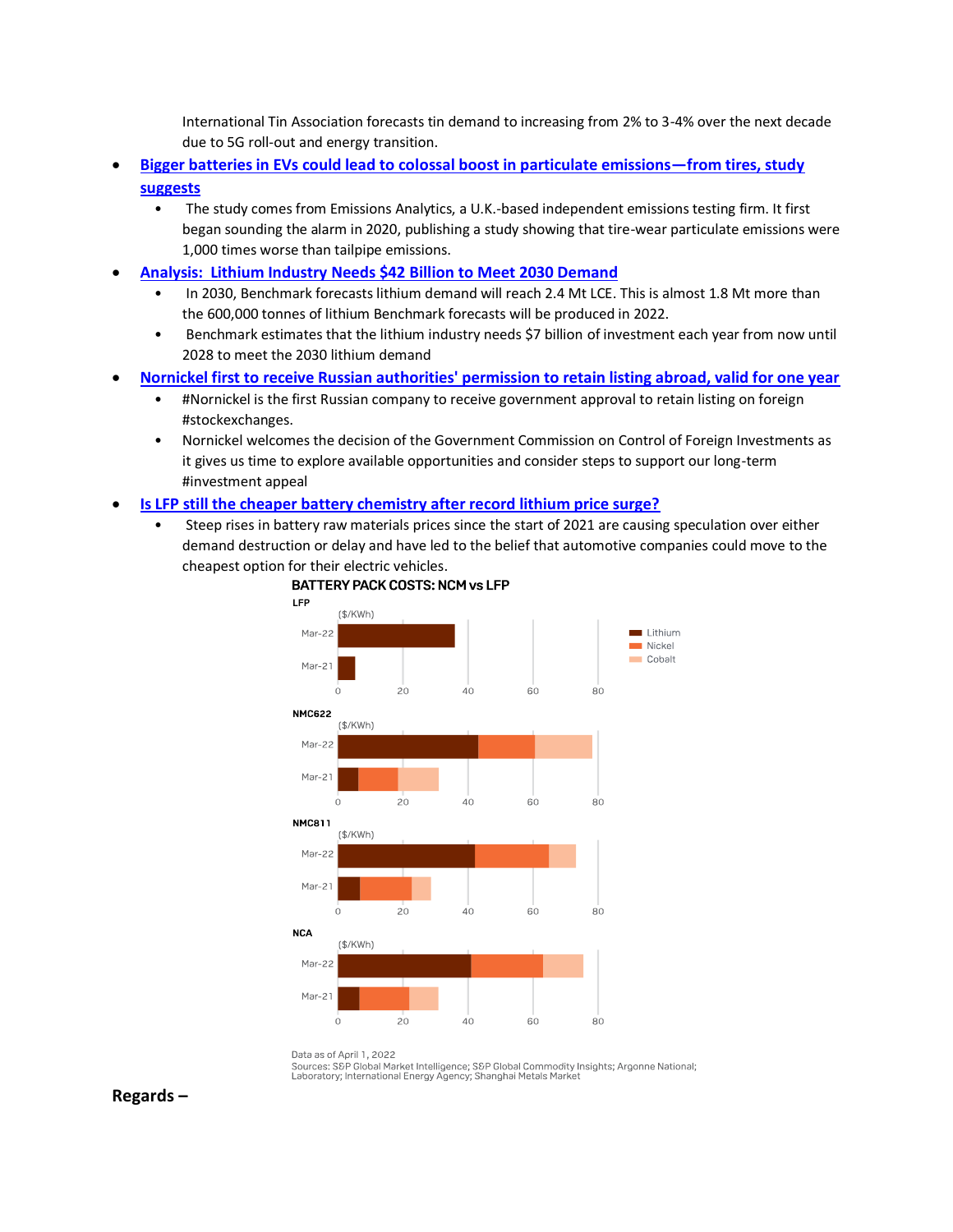International Tin Association forecasts tin demand to increasing from 2% to 3-4% over the next decade due to 5G roll-out and energy transition.

- **Bigger batteries in EVs could lead to colossal boost in particulate emissions—from tires, study suggests**
  - The study comes from Emissions Analytics, a U.K.-based independent emissions testing firm. It first began sounding the alarm in 2020, publishing a study showing that tire-wear particulate emissions were 1,000 times worse than tailpipe emissions.
- **Analysis: Lithium Industry Needs $42 Billion to Meet 2030 Demand**
  - In 2030, Benchmark forecasts lithium demand will reach 2.4 Mt LCE. This is almost 1.8 Mt more than the 600,000 tonnes of lithium Benchmark forecasts will be produced in 2022.
  - Benchmark estimates that the lithium industry needs $7 billion of investment each year from now until 2028 to meet the 2030 lithium demand
- **Nornickel first to receive Russian authorities' permission to retain listing abroad, valid for one year**
  - #Nornickel is the first Russian company to receive government approval to retain listing on foreign #stockexchanges.
  - Nornickel welcomes the decision of the Government Commission on Control of Foreign Investments as it gives us time to explore available opportunities and consider steps to support our long-term #investment appeal
- **Is LFP still the cheaper battery chemistry after record lithium price surge?**
  - Steep rises in battery raw materials prices since the start of 2021 are causing speculation over either demand destruction or delay and have led to the belief that automotive companies could move to the cheapest option for their electric vehicles.

BATTERY PACK COSTS: NCM vs LFP

LFP
($/KWh)
Mar-22
Mar-21
0 20 40 60 80

Lithium
Nickel
Cobalt

NMC622
($/KWh)
Mar-22
Mar-21
0 20 40 60 80

NMC811
($/KWh)
Mar-22
Mar-21
0 20 40 60 80

NCA
($/KWh)
Mar-22
Mar-21
0 20 40 60 80

Data as of April 1, 2022
Sources: S&P Global Market Intelligence; S&P Global Commodity Insights; Argonne National; Laboratory; International Energy Agency; Shanghai Metals Market

**Regards –**